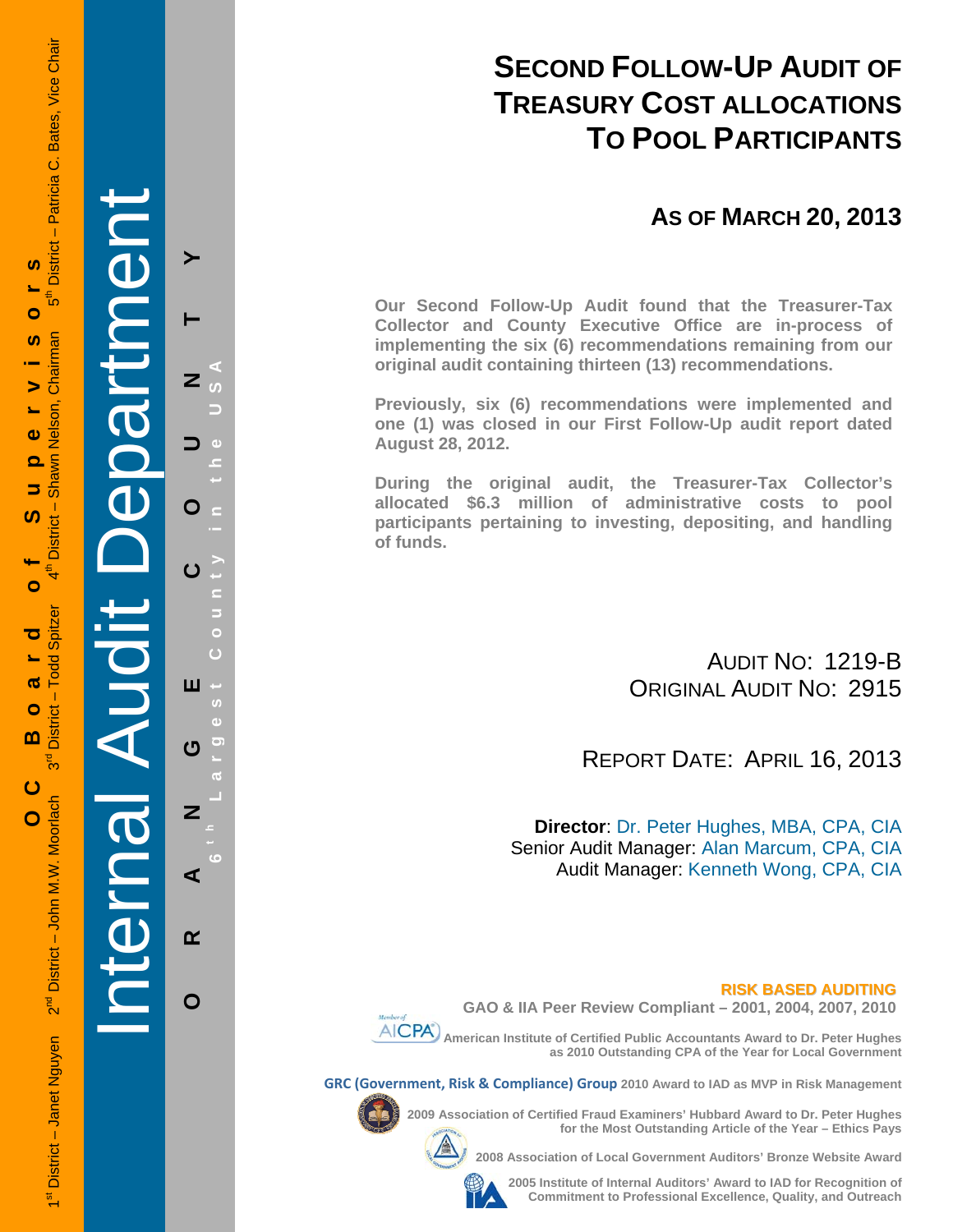OC Board of Supervisors

1st District – Janet Nguyen   2nd District – John M.W. Moorlach   3rd District – Todd Spitzer   4th District – Shawn Nelson, Chairman   5th District – Patricia C. Bates, Vice Chair

Internal Audit Department

ORANGE COUNTY

6th Largest County in the USA

# SECOND FOLLOW-UP AUDIT OF TREASURY COST ALLOCATIONS TO POOL PARTICIPANTS

## AS OF MARCH 20, 2013

**Our Second Follow-Up Audit found that the Treasurer-Tax Collector and County Executive Office are in-process of implementing the six (6) recommendations remaining from our original audit containing thirteen (13) recommendations.**

**Previously, six (6) recommendations were implemented and one (1) was closed in our First Follow-Up audit report dated August 28, 2012.**

**During the original audit, the Treasurer-Tax Collector's allocated $6.3 million of administrative costs to pool participants pertaining to investing, depositing, and handling of funds.**

AUDIT NO: 1219-B
ORIGINAL AUDIT NO: 2915

REPORT DATE: APRIL 16, 2013

**Director**: Dr. Peter Hughes, MBA, CPA, CIA
Senior Audit Manager: Alan Marcum, CPA, CIA
Audit Manager: Kenneth Wong, CPA, CIA

**RISK BASED AUDITING**

**GAO & IIA Peer Review Compliant – 2001, 2004, 2007, 2010**

**American Institute of Certified Public Accountants Award to Dr. Peter Hughes as 2010 Outstanding CPA of the Year for Local Government**

**GRC (Government, Risk & Compliance) Group 2010 Award to IAD as MVP in Risk Management**

**2009 Association of Certified Fraud Examiners' Hubbard Award to Dr. Peter Hughes for the Most Outstanding Article of the Year – Ethics Pays**

**2008 Association of Local Government Auditors' Bronze Website Award**

**2005 Institute of Internal Auditors' Award to IAD for Recognition of Commitment to Professional Excellence, Quality, and Outreach**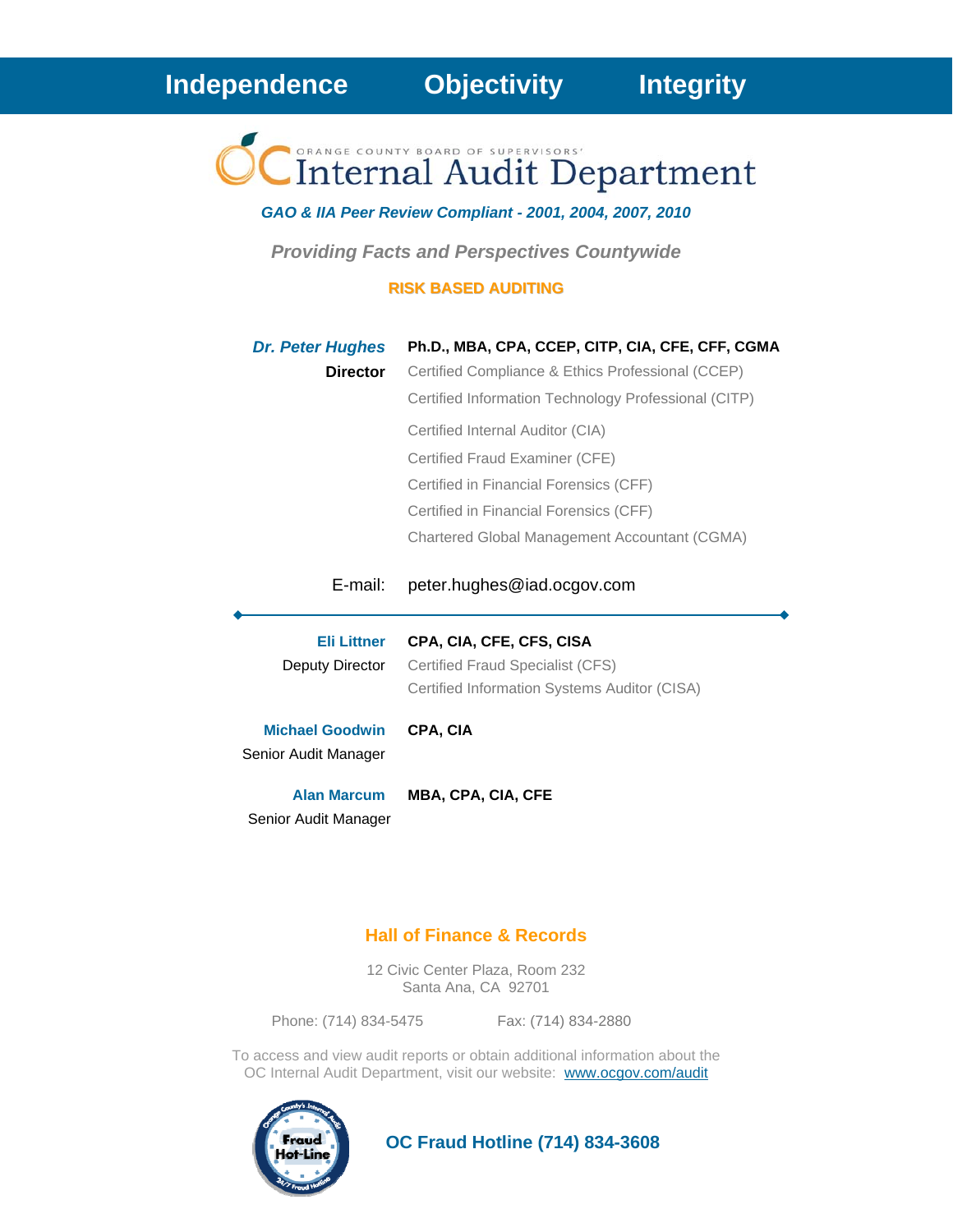**Independence** **Objectivity** **Integrity**

ORANGE COUNTY BOARD OF SUPERVISORS'

# Internal Audit Department

***GAO & IIA Peer Review Compliant - 2001, 2004, 2007, 2010***

***Providing Facts and Perspectives Countywide***

**RISK BASED AUDITING**

***Dr. Peter Hughes*** **Ph.D., MBA, CPA, CCEP, CITP, CIA, CFE, CFF, CGMA**

**Director**

Certified Compliance & Ethics Professional (CCEP)

Certified Information Technology Professional (CITP)

Certified Internal Auditor (CIA)

Certified Fraud Examiner (CFE)

Certified in Financial Forensics (CFF)

Certified in Financial Forensics (CFF)

Chartered Global Management Accountant (CGMA)

E-mail: peter.hughes@iad.ocgov.com

---

**Eli Littner** **CPA, CIA, CFE, CFS, CISA**

Deputy Director

Certified Fraud Specialist (CFS)

Certified Information Systems Auditor (CISA)

**Michael Goodwin** **CPA, CIA**

Senior Audit Manager

**Alan Marcum** **MBA, CPA, CIA, CFE**

Senior Audit Manager

**Hall of Finance & Records**

12 Civic Center Plaza, Room 232
Santa Ana, CA 92701

Phone: (714) 834-5475 Fax: (714) 834-2880

To access and view audit reports or obtain additional information about the OC Internal Audit Department, visit our website: www.ocgov.com/audit

**OC Fraud Hotline (714) 834-3608**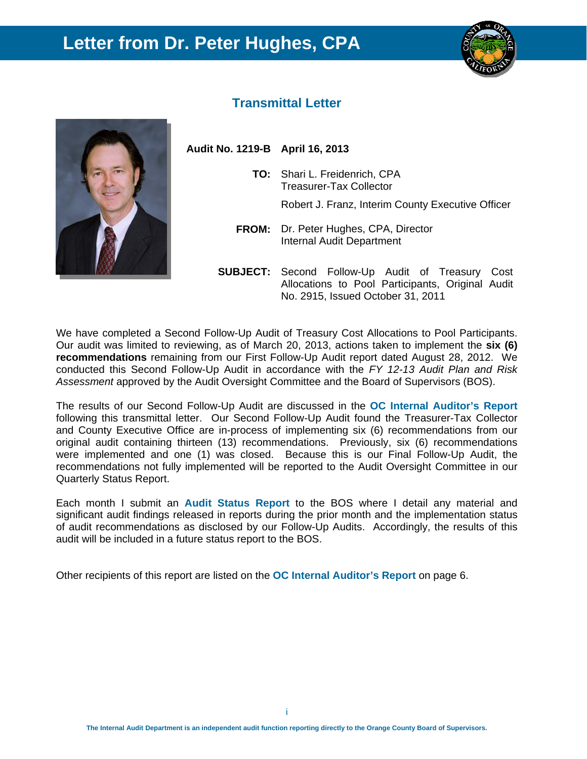# Letter from Dr. Peter Hughes, CPA

## Transmittal Letter

**Audit No. 1219-B** **April 16, 2013**

**TO:** Shari L. Freidenrich, CPA
Treasurer-Tax Collector

Robert J. Franz, Interim County Executive Officer

**FROM:** Dr. Peter Hughes, CPA, Director
Internal Audit Department

**SUBJECT:** Second Follow-Up Audit of Treasury Cost Allocations to Pool Participants, Original Audit No. 2915, Issued October 31, 2011

We have completed a Second Follow-Up Audit of Treasury Cost Allocations to Pool Participants. Our audit was limited to reviewing, as of March 20, 2013, actions taken to implement the **six (6) recommendations** remaining from our First Follow-Up Audit report dated August 28, 2012. We conducted this Second Follow-Up Audit in accordance with the *FY 12-13 Audit Plan and Risk Assessment* approved by the Audit Oversight Committee and the Board of Supervisors (BOS).

The results of our Second Follow-Up Audit are discussed in the **OC Internal Auditor's Report** following this transmittal letter. Our Second Follow-Up Audit found the Treasurer-Tax Collector and County Executive Office are in-process of implementing six (6) recommendations from our original audit containing thirteen (13) recommendations. Previously, six (6) recommendations were implemented and one (1) was closed. Because this is our Final Follow-Up Audit, the recommendations not fully implemented will be reported to the Audit Oversight Committee in our Quarterly Status Report.

Each month I submit an **Audit Status Report** to the BOS where I detail any material and significant audit findings released in reports during the prior month and the implementation status of audit recommendations as disclosed by our Follow-Up Audits. Accordingly, the results of this audit will be included in a future status report to the BOS.

Other recipients of this report are listed on the **OC Internal Auditor's Report** on page 6.

The Internal Audit Department is an independent audit function reporting directly to the Orange County Board of Supervisors.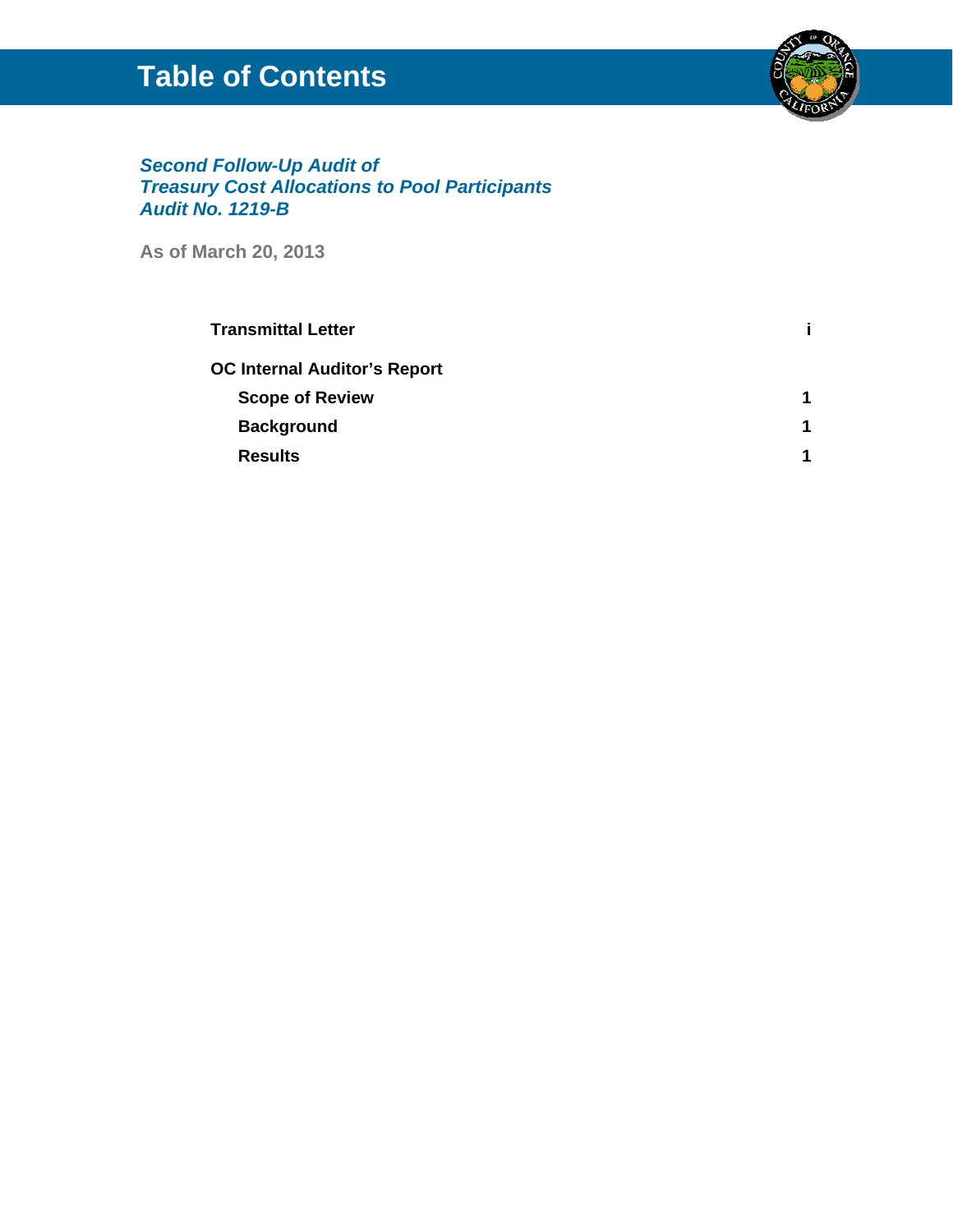# Table of Contents

***Second Follow-Up Audit of***
***Treasury Cost Allocations to Pool Participants***
***Audit No. 1219-B***

**As of March 20, 2013**

| | |
|---|---|
| **Transmittal Letter** | **i** |
| **OC Internal Auditor's Report** | |
| **Scope of Review** | **1** |
| **Background** | **1** |
| **Results** | **1** |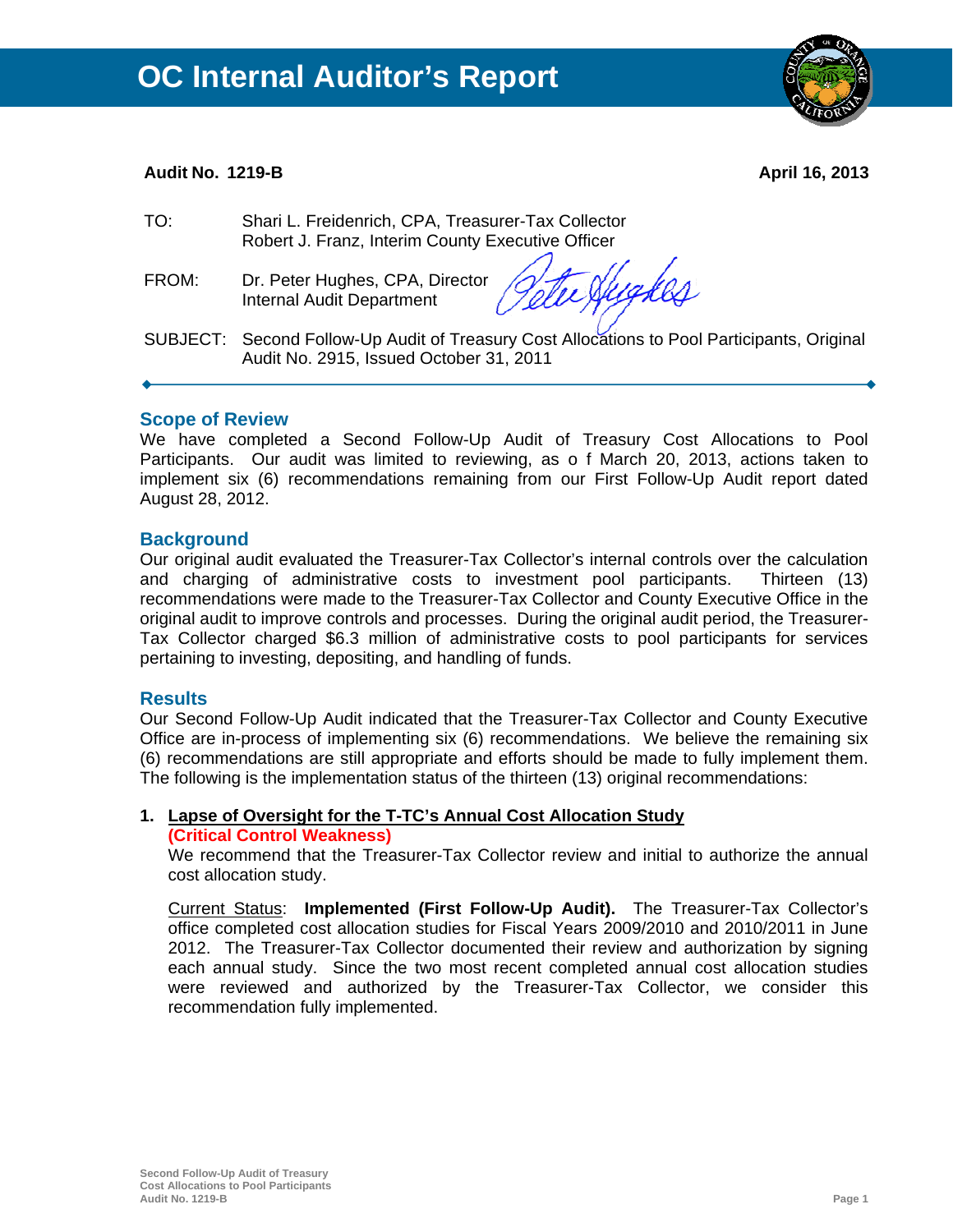# OC Internal Auditor's Report

**Audit No. 1219-B** **April 16, 2013**

TO: Shari L. Freidenrich, CPA, Treasurer-Tax Collector
Robert J. Franz, Interim County Executive Officer

FROM: Dr. Peter Hughes, CPA, Director
Internal Audit Department

SUBJECT: Second Follow-Up Audit of Treasury Cost Allocations to Pool Participants, Original Audit No. 2915, Issued October 31, 2011

---

## Scope of Review

We have completed a Second Follow-Up Audit of Treasury Cost Allocations to Pool Participants. Our audit was limited to reviewing, as o f March 20, 2013, actions taken to implement six (6) recommendations remaining from our First Follow-Up Audit report dated August 28, 2012.

## Background

Our original audit evaluated the Treasurer-Tax Collector's internal controls over the calculation and charging of administrative costs to investment pool participants. Thirteen (13) recommendations were made to the Treasurer-Tax Collector and County Executive Office in the original audit to improve controls and processes. During the original audit period, the Treasurer-Tax Collector charged $6.3 million of administrative costs to pool participants for services pertaining to investing, depositing, and handling of funds.

## Results

Our Second Follow-Up Audit indicated that the Treasurer-Tax Collector and County Executive Office are in-process of implementing six (6) recommendations. We believe the remaining six (6) recommendations are still appropriate and efforts should be made to fully implement them. The following is the implementation status of the thirteen (13) original recommendations:

1. **Lapse of Oversight for the T-TC's Annual Cost Allocation Study**
   **(Critical Control Weakness)**
   We recommend that the Treasurer-Tax Collector review and initial to authorize the annual cost allocation study.

   Current Status: **Implemented (First Follow-Up Audit).** The Treasurer-Tax Collector's office completed cost allocation studies for Fiscal Years 2009/2010 and 2010/2011 in June 2012. The Treasurer-Tax Collector documented their review and authorization by signing each annual study. Since the two most recent completed annual cost allocation studies were reviewed and authorized by the Treasurer-Tax Collector, we consider this recommendation fully implemented.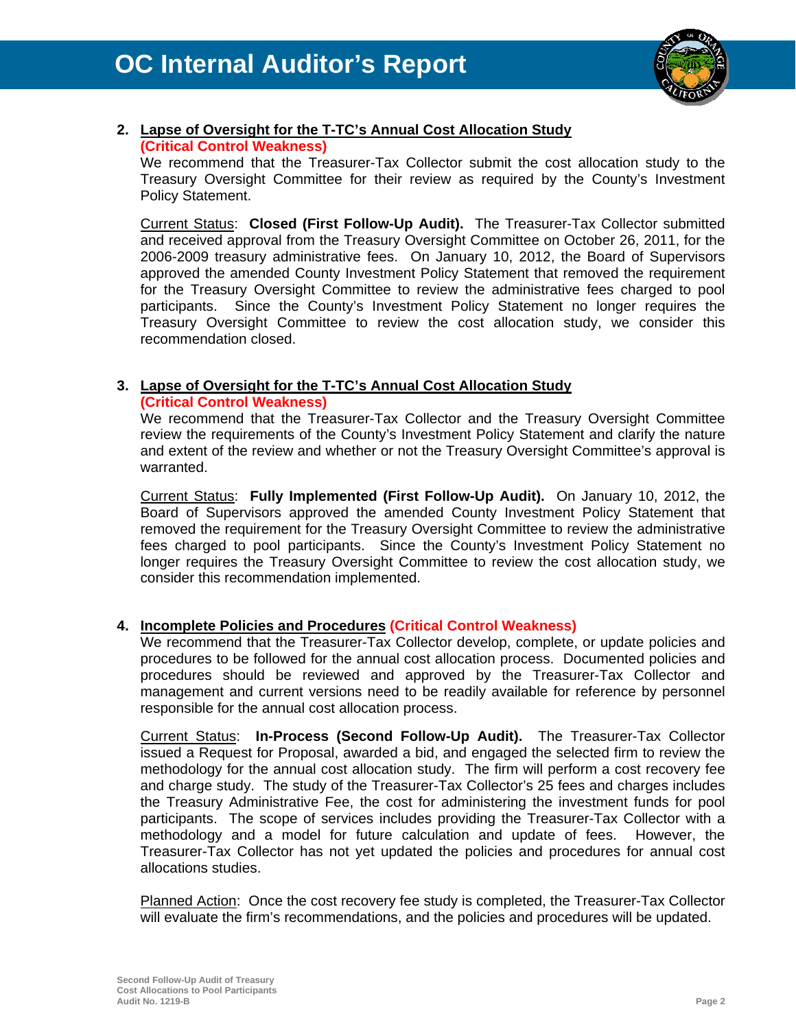2. **Lapse of Oversight for the T-TC's Annual Cost Allocation Study** **(Critical Control Weakness)**
   We recommend that the Treasurer-Tax Collector submit the cost allocation study to the Treasury Oversight Committee for their review as required by the County's Investment Policy Statement.

   Current Status: **Closed (First Follow-Up Audit).** The Treasurer-Tax Collector submitted and received approval from the Treasury Oversight Committee on October 26, 2011, for the 2006-2009 treasury administrative fees. On January 10, 2012, the Board of Supervisors approved the amended County Investment Policy Statement that removed the requirement for the Treasury Oversight Committee to review the administrative fees charged to pool participants. Since the County's Investment Policy Statement no longer requires the Treasury Oversight Committee to review the cost allocation study, we consider this recommendation closed.

3. **Lapse of Oversight for the T-TC's Annual Cost Allocation Study** **(Critical Control Weakness)**
   We recommend that the Treasurer-Tax Collector and the Treasury Oversight Committee review the requirements of the County's Investment Policy Statement and clarify the nature and extent of the review and whether or not the Treasury Oversight Committee's approval is warranted.

   Current Status: **Fully Implemented (First Follow-Up Audit).** On January 10, 2012, the Board of Supervisors approved the amended County Investment Policy Statement that removed the requirement for the Treasury Oversight Committee to review the administrative fees charged to pool participants. Since the County's Investment Policy Statement no longer requires the Treasury Oversight Committee to review the cost allocation study, we consider this recommendation implemented.

4. **Incomplete Policies and Procedures** **(Critical Control Weakness)**
   We recommend that the Treasurer-Tax Collector develop, complete, or update policies and procedures to be followed for the annual cost allocation process. Documented policies and procedures should be reviewed and approved by the Treasurer-Tax Collector and management and current versions need to be readily available for reference by personnel responsible for the annual cost allocation process.

   Current Status: **In-Process (Second Follow-Up Audit).** The Treasurer-Tax Collector issued a Request for Proposal, awarded a bid, and engaged the selected firm to review the methodology for the annual cost allocation study. The firm will perform a cost recovery fee and charge study. The study of the Treasurer-Tax Collector's 25 fees and charges includes the Treasury Administrative Fee, the cost for administering the investment funds for pool participants. The scope of services includes providing the Treasurer-Tax Collector with a methodology and a model for future calculation and update of fees. However, the Treasurer-Tax Collector has not yet updated the policies and procedures for annual cost allocations studies.

   Planned Action: Once the cost recovery fee study is completed, the Treasurer-Tax Collector will evaluate the firm's recommendations, and the policies and procedures will be updated.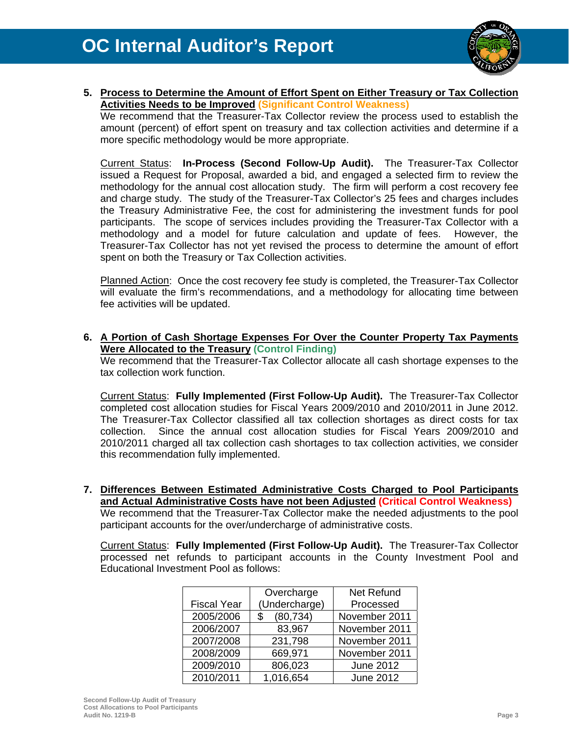5. **Process to Determine the Amount of Effort Spent on Either Treasury or Tax Collection Activities Needs to be Improved** **(Significant Control Weakness)**
   We recommend that the Treasurer-Tax Collector review the process used to establish the amount (percent) of effort spent on treasury and tax collection activities and determine if a more specific methodology would be more appropriate.

   Current Status: **In-Process (Second Follow-Up Audit).** The Treasurer-Tax Collector issued a Request for Proposal, awarded a bid, and engaged a selected firm to review the methodology for the annual cost allocation study. The firm will perform a cost recovery fee and charge study. The study of the Treasurer-Tax Collector's 25 fees and charges includes the Treasury Administrative Fee, the cost for administering the investment funds for pool participants. The scope of services includes providing the Treasurer-Tax Collector with a methodology and a model for future calculation and update of fees. However, the Treasurer-Tax Collector has not yet revised the process to determine the amount of effort spent on both the Treasury or Tax Collection activities.

   Planned Action: Once the cost recovery fee study is completed, the Treasurer-Tax Collector will evaluate the firm's recommendations, and a methodology for allocating time between fee activities will be updated.

6. **A Portion of Cash Shortage Expenses For Over the Counter Property Tax Payments Were Allocated to the Treasury** **(Control Finding)**
   We recommend that the Treasurer-Tax Collector allocate all cash shortage expenses to the tax collection work function.

   Current Status: **Fully Implemented (First Follow-Up Audit).** The Treasurer-Tax Collector completed cost allocation studies for Fiscal Years 2009/2010 and 2010/2011 in June 2012. The Treasurer-Tax Collector classified all tax collection shortages as direct costs for tax collection. Since the annual cost allocation studies for Fiscal Years 2009/2010 and 2010/2011 charged all tax collection cash shortages to tax collection activities, we consider this recommendation fully implemented.

7. **Differences Between Estimated Administrative Costs Charged to Pool Participants and Actual Administrative Costs have not been Adjusted** **(Critical Control Weakness)**
   We recommend that the Treasurer-Tax Collector make the needed adjustments to the pool participant accounts for the over/undercharge of administrative costs.

   Current Status: **Fully Implemented (First Follow-Up Audit).** The Treasurer-Tax Collector processed net refunds to participant accounts in the County Investment Pool and Educational Investment Pool as follows:

| Fiscal Year | Overcharge (Undercharge) | Net Refund Processed |
|---|---|---|
| 2005/2006 | $ (80,734) | November 2011 |
| 2006/2007 | 83,967 | November 2011 |
| 2007/2008 | 231,798 | November 2011 |
| 2008/2009 | 669,971 | November 2011 |
| 2009/2010 | 806,023 | June 2012 |
| 2010/2011 | 1,016,654 | June 2012 |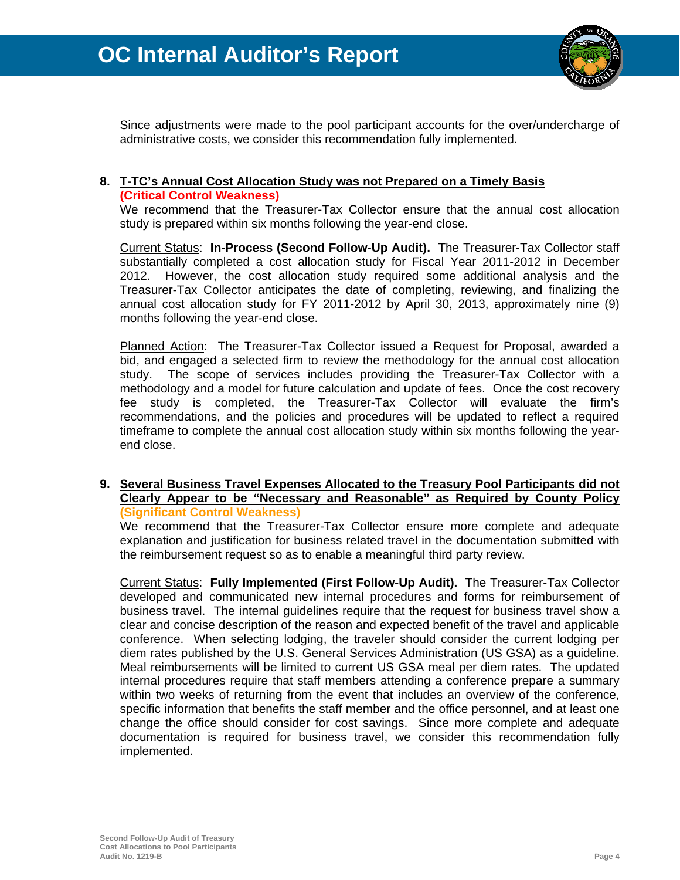Since adjustments were made to the pool participant accounts for the over/undercharge of administrative costs, we consider this recommendation fully implemented.

**8. T-TC's Annual Cost Allocation Study was not Prepared on a Timely Basis**
**(Critical Control Weakness)**

We recommend that the Treasurer-Tax Collector ensure that the annual cost allocation study is prepared within six months following the year-end close.

Current Status: **In-Process (Second Follow-Up Audit).** The Treasurer-Tax Collector staff substantially completed a cost allocation study for Fiscal Year 2011-2012 in December 2012. However, the cost allocation study required some additional analysis and the Treasurer-Tax Collector anticipates the date of completing, reviewing, and finalizing the annual cost allocation study for FY 2011-2012 by April 30, 2013, approximately nine (9) months following the year-end close.

Planned Action: The Treasurer-Tax Collector issued a Request for Proposal, awarded a bid, and engaged a selected firm to review the methodology for the annual cost allocation study. The scope of services includes providing the Treasurer-Tax Collector with a methodology and a model for future calculation and update of fees. Once the cost recovery fee study is completed, the Treasurer-Tax Collector will evaluate the firm's recommendations, and the policies and procedures will be updated to reflect a required timeframe to complete the annual cost allocation study within six months following the year-end close.

**9. Several Business Travel Expenses Allocated to the Treasury Pool Participants did not Clearly Appear to be "Necessary and Reasonable" as Required by County Policy**
**(Significant Control Weakness)**

We recommend that the Treasurer-Tax Collector ensure more complete and adequate explanation and justification for business related travel in the documentation submitted with the reimbursement request so as to enable a meaningful third party review.

Current Status: **Fully Implemented (First Follow-Up Audit).** The Treasurer-Tax Collector developed and communicated new internal procedures and forms for reimbursement of business travel. The internal guidelines require that the request for business travel show a clear and concise description of the reason and expected benefit of the travel and applicable conference. When selecting lodging, the traveler should consider the current lodging per diem rates published by the U.S. General Services Administration (US GSA) as a guideline. Meal reimbursements will be limited to current US GSA meal per diem rates. The updated internal procedures require that staff members attending a conference prepare a summary within two weeks of returning from the event that includes an overview of the conference, specific information that benefits the staff member and the office personnel, and at least one change the office should consider for cost savings. Since more complete and adequate documentation is required for business travel, we consider this recommendation fully implemented.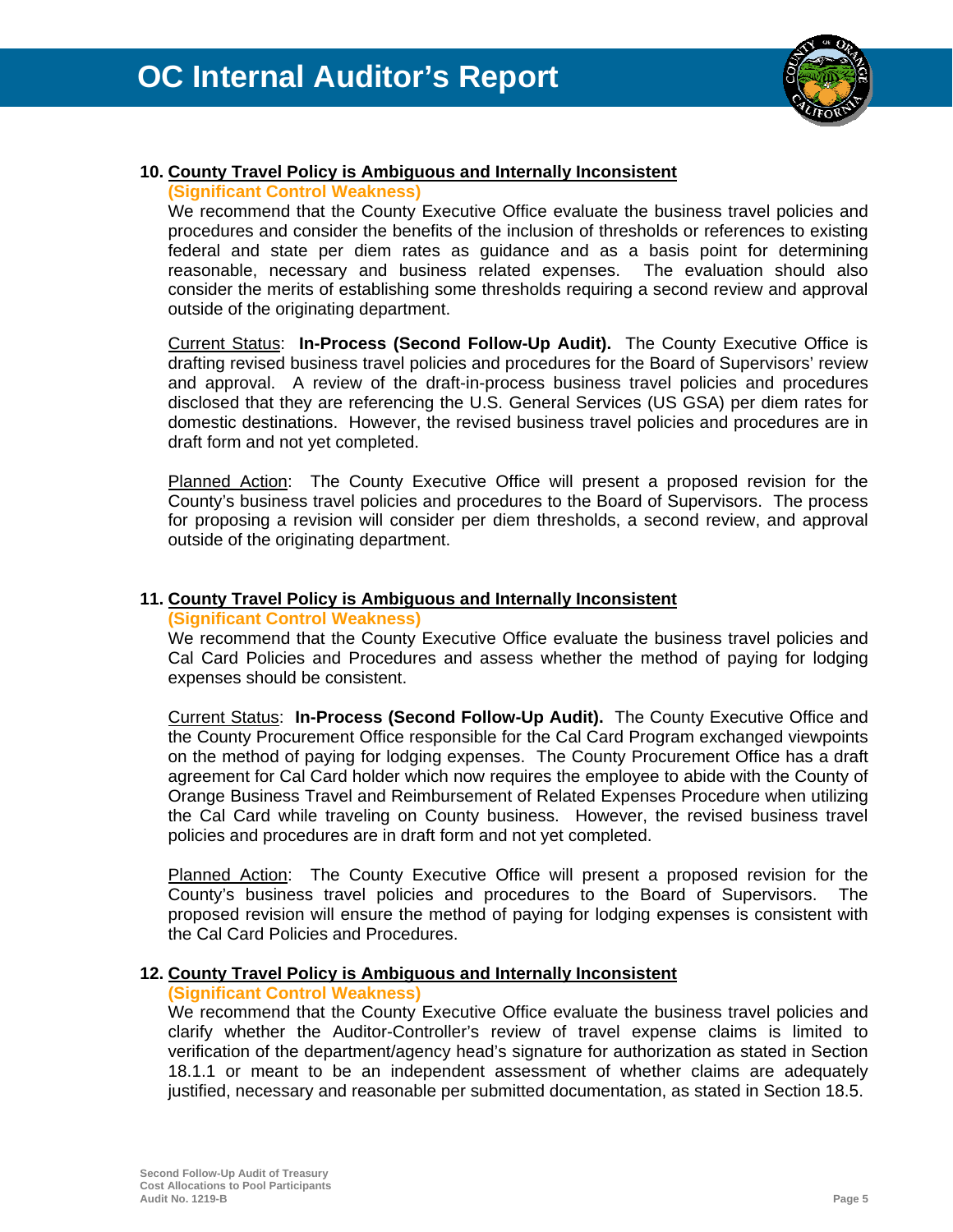10. **County Travel Policy is Ambiguous and Internally Inconsistent**
**(Significant Control Weakness)**
We recommend that the County Executive Office evaluate the business travel policies and procedures and consider the benefits of the inclusion of thresholds or references to existing federal and state per diem rates as guidance and as a basis point for determining reasonable, necessary and business related expenses. The evaluation should also consider the merits of establishing some thresholds requiring a second review and approval outside of the originating department.

Current Status: **In-Process (Second Follow-Up Audit).** The County Executive Office is drafting revised business travel policies and procedures for the Board of Supervisors' review and approval. A review of the draft-in-process business travel policies and procedures disclosed that they are referencing the U.S. General Services (US GSA) per diem rates for domestic destinations. However, the revised business travel policies and procedures are in draft form and not yet completed.

Planned Action: The County Executive Office will present a proposed revision for the County's business travel policies and procedures to the Board of Supervisors. The process for proposing a revision will consider per diem thresholds, a second review, and approval outside of the originating department.

11. **County Travel Policy is Ambiguous and Internally Inconsistent**
**(Significant Control Weakness)**
We recommend that the County Executive Office evaluate the business travel policies and Cal Card Policies and Procedures and assess whether the method of paying for lodging expenses should be consistent.

Current Status: **In-Process (Second Follow-Up Audit).** The County Executive Office and the County Procurement Office responsible for the Cal Card Program exchanged viewpoints on the method of paying for lodging expenses. The County Procurement Office has a draft agreement for Cal Card holder which now requires the employee to abide with the County of Orange Business Travel and Reimbursement of Related Expenses Procedure when utilizing the Cal Card while traveling on County business. However, the revised business travel policies and procedures are in draft form and not yet completed.

Planned Action: The County Executive Office will present a proposed revision for the County's business travel policies and procedures to the Board of Supervisors. The proposed revision will ensure the method of paying for lodging expenses is consistent with the Cal Card Policies and Procedures.

12. **County Travel Policy is Ambiguous and Internally Inconsistent**
**(Significant Control Weakness)**
We recommend that the County Executive Office evaluate the business travel policies and clarify whether the Auditor-Controller's review of travel expense claims is limited to verification of the department/agency head's signature for authorization as stated in Section 18.1.1 or meant to be an independent assessment of whether claims are adequately justified, necessary and reasonable per submitted documentation, as stated in Section 18.5.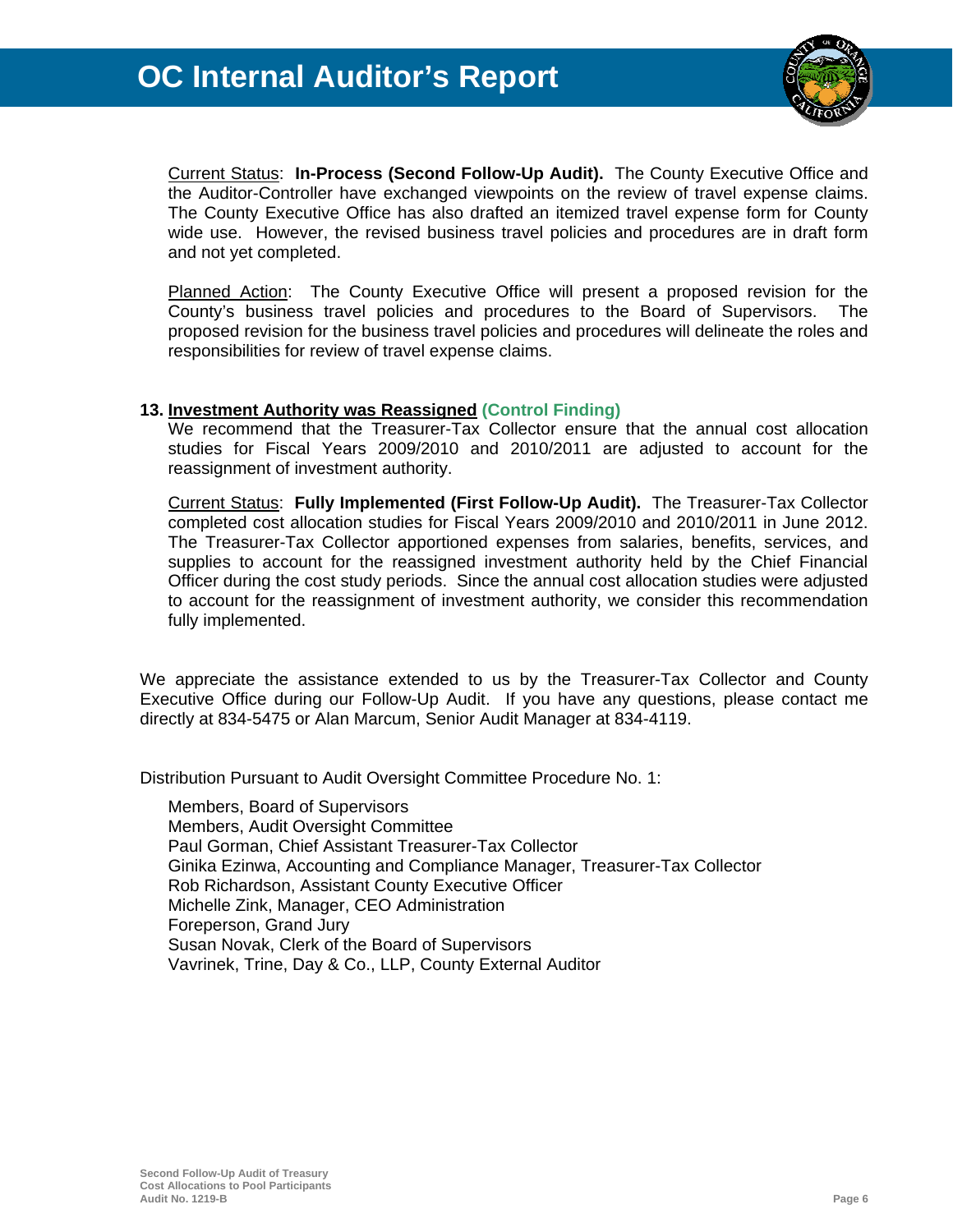Current Status: **In-Process (Second Follow-Up Audit).** The County Executive Office and the Auditor-Controller have exchanged viewpoints on the review of travel expense claims. The County Executive Office has also drafted an itemized travel expense form for County wide use. However, the revised business travel policies and procedures are in draft form and not yet completed.

Planned Action: The County Executive Office will present a proposed revision for the County's business travel policies and procedures to the Board of Supervisors. The proposed revision for the business travel policies and procedures will delineate the roles and responsibilities for review of travel expense claims.

**13. Investment Authority was Reassigned (Control Finding)**

We recommend that the Treasurer-Tax Collector ensure that the annual cost allocation studies for Fiscal Years 2009/2010 and 2010/2011 are adjusted to account for the reassignment of investment authority.

Current Status: **Fully Implemented (First Follow-Up Audit).** The Treasurer-Tax Collector completed cost allocation studies for Fiscal Years 2009/2010 and 2010/2011 in June 2012. The Treasurer-Tax Collector apportioned expenses from salaries, benefits, services, and supplies to account for the reassigned investment authority held by the Chief Financial Officer during the cost study periods. Since the annual cost allocation studies were adjusted to account for the reassignment of investment authority, we consider this recommendation fully implemented.

We appreciate the assistance extended to us by the Treasurer-Tax Collector and County Executive Office during our Follow-Up Audit. If you have any questions, please contact me directly at 834-5475 or Alan Marcum, Senior Audit Manager at 834-4119.

Distribution Pursuant to Audit Oversight Committee Procedure No. 1:

Members, Board of Supervisors
Members, Audit Oversight Committee
Paul Gorman, Chief Assistant Treasurer-Tax Collector
Ginika Ezinwa, Accounting and Compliance Manager, Treasurer-Tax Collector
Rob Richardson, Assistant County Executive Officer
Michelle Zink, Manager, CEO Administration
Foreperson, Grand Jury
Susan Novak, Clerk of the Board of Supervisors
Vavrinek, Trine, Day & Co., LLP, County External Auditor